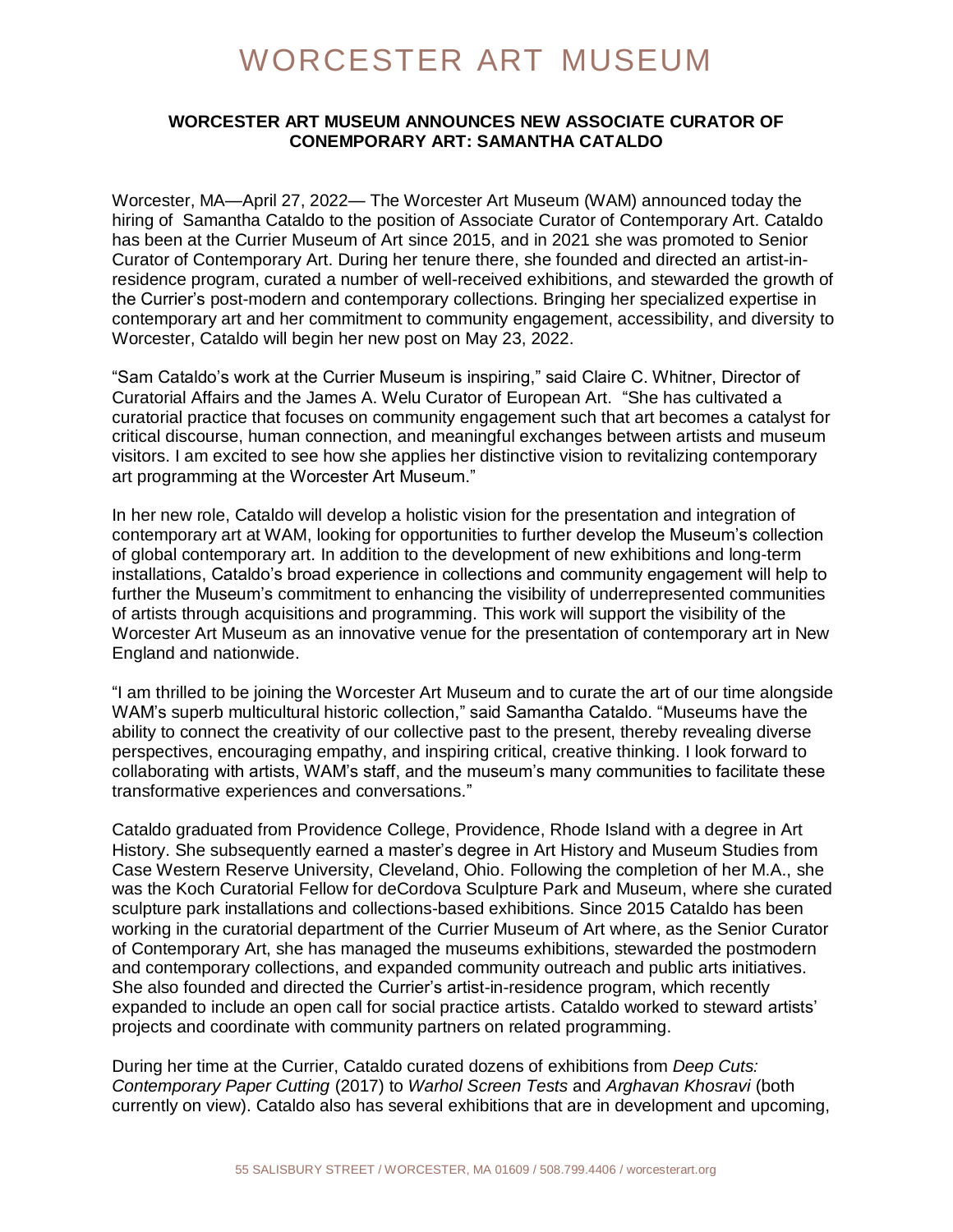# WORCESTER ART MUSEUM

**WORCESTER ART MUSEUM ANNOUNCES NEW ASSOCIATE CURATOR OF CONEMPORARY ART: SAMANTHA CATALDO**

Worcester, MA—April 27, 2022— The Worcester Art Museum (WAM) announced today the hiring of Samantha Cataldo to the position of Associate Curator of Contemporary Art. Cataldo has been at the Currier Museum of Art since 2015, and in 2021 she was promoted to Senior Curator of Contemporary Art. During her tenure there, she founded and directed an artist-in-residence program, curated a number of well-received exhibitions, and stewarded the growth of the Currier's post-modern and contemporary collections. Bringing her specialized expertise in contemporary art and her commitment to community engagement, accessibility, and diversity to Worcester, Cataldo will begin her new post on May 23, 2022.

"Sam Cataldo's work at the Currier Museum is inspiring," said Claire C. Whitner, Director of Curatorial Affairs and the James A. Welu Curator of European Art. "She has cultivated a curatorial practice that focuses on community engagement such that art becomes a catalyst for critical discourse, human connection, and meaningful exchanges between artists and museum visitors. I am excited to see how she applies her distinctive vision to revitalizing contemporary art programming at the Worcester Art Museum."

In her new role, Cataldo will develop a holistic vision for the presentation and integration of contemporary art at WAM, looking for opportunities to further develop the Museum's collection of global contemporary art. In addition to the development of new exhibitions and long-term installations, Cataldo's broad experience in collections and community engagement will help to further the Museum's commitment to enhancing the visibility of underrepresented communities of artists through acquisitions and programming. This work will support the visibility of the Worcester Art Museum as an innovative venue for the presentation of contemporary art in New England and nationwide.

"I am thrilled to be joining the Worcester Art Museum and to curate the art of our time alongside WAM's superb multicultural historic collection," said Samantha Cataldo. "Museums have the ability to connect the creativity of our collective past to the present, thereby revealing diverse perspectives, encouraging empathy, and inspiring critical, creative thinking. I look forward to collaborating with artists, WAM's staff, and the museum's many communities to facilitate these transformative experiences and conversations."

Cataldo graduated from Providence College, Providence, Rhode Island with a degree in Art History. She subsequently earned a master's degree in Art History and Museum Studies from Case Western Reserve University, Cleveland, Ohio. Following the completion of her M.A., she was the Koch Curatorial Fellow for deCordova Sculpture Park and Museum, where she curated sculpture park installations and collections-based exhibitions. Since 2015 Cataldo has been working in the curatorial department of the Currier Museum of Art where, as the Senior Curator of Contemporary Art, she has managed the museums exhibitions, stewarded the postmodern and contemporary collections, and expanded community outreach and public arts initiatives. She also founded and directed the Currier's artist-in-residence program, which recently expanded to include an open call for social practice artists. Cataldo worked to steward artists' projects and coordinate with community partners on related programming.

During her time at the Currier, Cataldo curated dozens of exhibitions from *Deep Cuts: Contemporary Paper Cutting* (2017) to *Warhol Screen Tests* and *Arghavan Khosravi* (both currently on view). Cataldo also has several exhibitions that are in development and upcoming,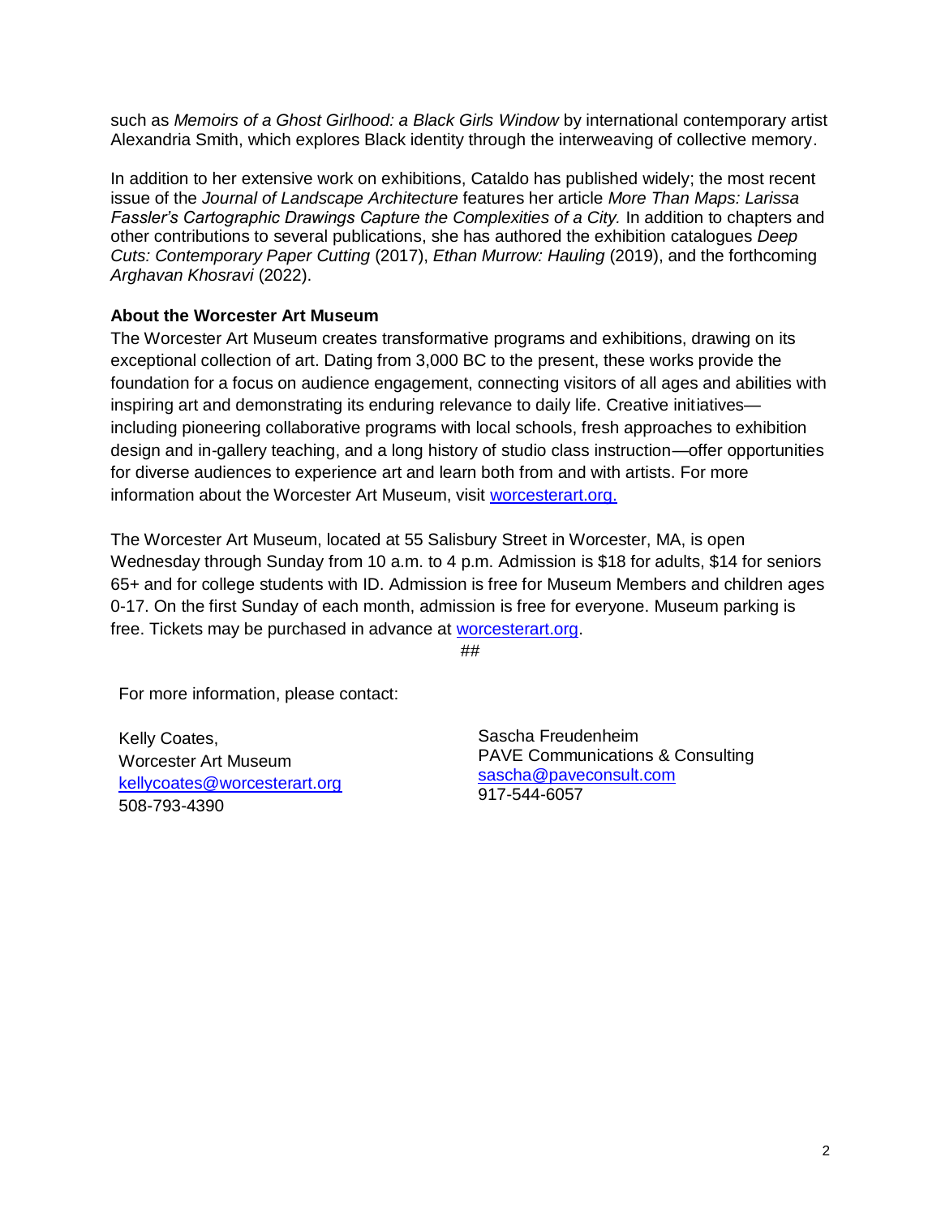such as *Memoirs of a Ghost Girlhood: a Black Girls Window* by international contemporary artist Alexandria Smith, which explores Black identity through the interweaving of collective memory.

In addition to her extensive work on exhibitions, Cataldo has published widely; the most recent issue of the *Journal of Landscape Architecture* features her article *More Than Maps: Larissa Fassler's Cartographic Drawings Capture the Complexities of a City.* In addition to chapters and other contributions to several publications, she has authored the exhibition catalogues *Deep Cuts: Contemporary Paper Cutting* (2017), *Ethan Murrow: Hauling* (2019), and the forthcoming *Arghavan Khosravi* (2022).

**About the Worcester Art Museum**

The Worcester Art Museum creates transformative programs and exhibitions, drawing on its exceptional collection of art. Dating from 3,000 BC to the present, these works provide the foundation for a focus on audience engagement, connecting visitors of all ages and abilities with inspiring art and demonstrating its enduring relevance to daily life. Creative initiatives—including pioneering collaborative programs with local schools, fresh approaches to exhibition design and in-gallery teaching, and a long history of studio class instruction—offer opportunities for diverse audiences to experience art and learn both from and with artists. For more information about the Worcester Art Museum, visit [worcesterart.org.](http://worcesterart.org)

The Worcester Art Museum, located at 55 Salisbury Street in Worcester, MA, is open Wednesday through Sunday from 10 a.m. to 4 p.m. Admission is $18 for adults, $14 for seniors 65+ and for college students with ID. Admission is free for Museum Members and children ages 0-17. On the first Sunday of each month, admission is free for everyone. Museum parking is free. Tickets may be purchased in advance at [worcesterart.org](http://worcesterart.org).

##

For more information, please contact:

Kelly Coates,
Worcester Art Museum
[kellycoates@worcesterart.org](mailto:kellycoates@worcesterart.org)
508-793-4390

Sascha Freudenheim
PAVE Communications & Consulting
[sascha@paveconsult.com](mailto:sascha@paveconsult.com)
917-544-6057